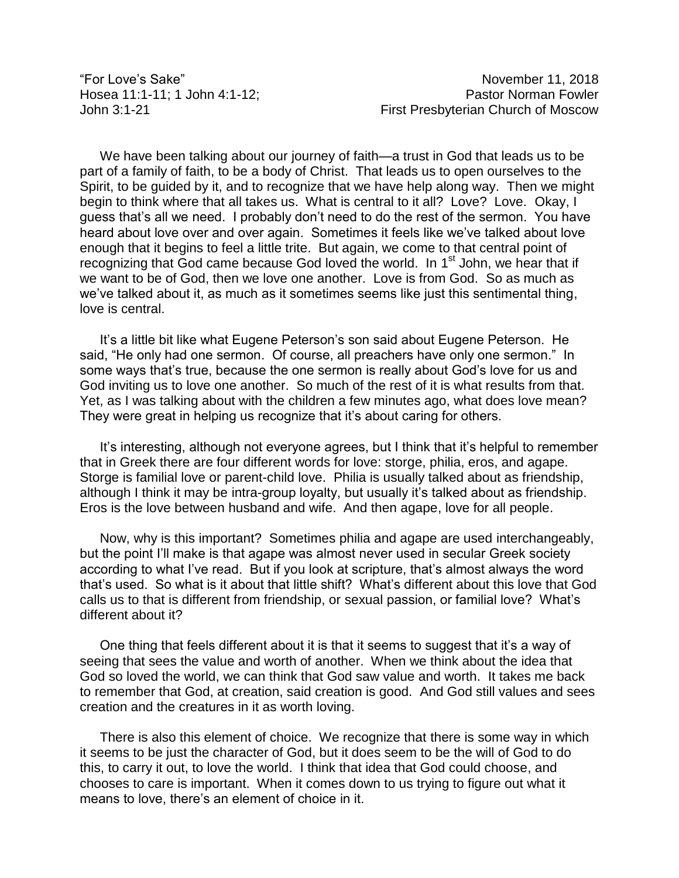"For Love's Sake"  
Hosea 11:1-11; 1 John 4:1-12;  
John 3:1-21

November 11, 2018  
Pastor Norman Fowler  
First Presbyterian Church of Moscow

We have been talking about our journey of faith—a trust in God that leads us to be part of a family of faith, to be a body of Christ. That leads us to open ourselves to the Spirit, to be guided by it, and to recognize that we have help along way. Then we might begin to think where that all takes us. What is central to it all? Love? Love. Okay, I guess that's all we need. I probably don't need to do the rest of the sermon. You have heard about love over and over again. Sometimes it feels like we've talked about love enough that it begins to feel a little trite. But again, we come to that central point of recognizing that God came because God loved the world. In 1st John, we hear that if we want to be of God, then we love one another. Love is from God. So as much as we've talked about it, as much as it sometimes seems like just this sentimental thing, love is central.

It's a little bit like what Eugene Peterson's son said about Eugene Peterson. He said, "He only had one sermon. Of course, all preachers have only one sermon." In some ways that's true, because the one sermon is really about God's love for us and God inviting us to love one another. So much of the rest of it is what results from that. Yet, as I was talking about with the children a few minutes ago, what does love mean? They were great in helping us recognize that it's about caring for others.

It's interesting, although not everyone agrees, but I think that it's helpful to remember that in Greek there are four different words for love: storge, philia, eros, and agape. Storge is familial love or parent-child love. Philia is usually talked about as friendship, although I think it may be intra-group loyalty, but usually it's talked about as friendship. Eros is the love between husband and wife. And then agape, love for all people.

Now, why is this important? Sometimes philia and agape are used interchangeably, but the point I'll make is that agape was almost never used in secular Greek society according to what I've read. But if you look at scripture, that's almost always the word that's used. So what is it about that little shift? What's different about this love that God calls us to that is different from friendship, or sexual passion, or familial love? What's different about it?

One thing that feels different about it is that it seems to suggest that it's a way of seeing that sees the value and worth of another. When we think about the idea that God so loved the world, we can think that God saw value and worth. It takes me back to remember that God, at creation, said creation is good. And God still values and sees creation and the creatures in it as worth loving.

There is also this element of choice. We recognize that there is some way in which it seems to be just the character of God, but it does seem to be the will of God to do this, to carry it out, to love the world. I think that idea that God could choose, and chooses to care is important. When it comes down to us trying to figure out what it means to love, there's an element of choice in it.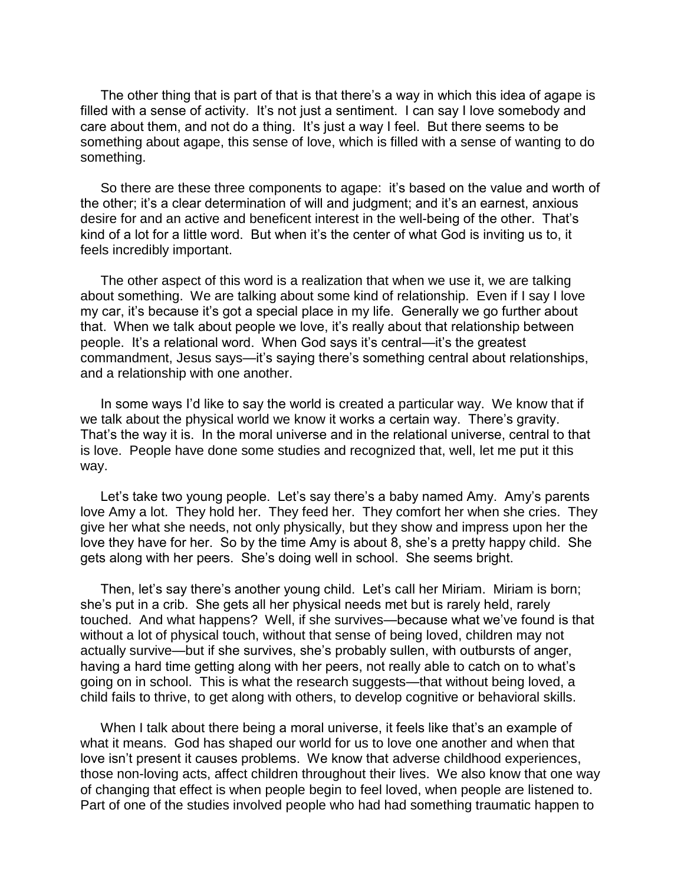The other thing that is part of that is that there's a way in which this idea of agape is filled with a sense of activity. It's not just a sentiment. I can say I love somebody and care about them, and not do a thing. It's just a way I feel. But there seems to be something about agape, this sense of love, which is filled with a sense of wanting to do something.

So there are these three components to agape: it's based on the value and worth of the other; it's a clear determination of will and judgment; and it's an earnest, anxious desire for and an active and beneficent interest in the well-being of the other. That's kind of a lot for a little word. But when it's the center of what God is inviting us to, it feels incredibly important.

The other aspect of this word is a realization that when we use it, we are talking about something. We are talking about some kind of relationship. Even if I say I love my car, it's because it's got a special place in my life. Generally we go further about that. When we talk about people we love, it's really about that relationship between people. It's a relational word. When God says it's central—it's the greatest commandment, Jesus says—it's saying there's something central about relationships, and a relationship with one another.

In some ways I'd like to say the world is created a particular way. We know that if we talk about the physical world we know it works a certain way. There's gravity. That's the way it is. In the moral universe and in the relational universe, central to that is love. People have done some studies and recognized that, well, let me put it this way.

Let's take two young people. Let's say there's a baby named Amy. Amy's parents love Amy a lot. They hold her. They feed her. They comfort her when she cries. They give her what she needs, not only physically, but they show and impress upon her the love they have for her. So by the time Amy is about 8, she's a pretty happy child. She gets along with her peers. She's doing well in school. She seems bright.

Then, let's say there's another young child. Let's call her Miriam. Miriam is born; she's put in a crib. She gets all her physical needs met but is rarely held, rarely touched. And what happens? Well, if she survives—because what we've found is that without a lot of physical touch, without that sense of being loved, children may not actually survive—but if she survives, she's probably sullen, with outbursts of anger, having a hard time getting along with her peers, not really able to catch on to what's going on in school. This is what the research suggests—that without being loved, a child fails to thrive, to get along with others, to develop cognitive or behavioral skills.

When I talk about there being a moral universe, it feels like that's an example of what it means. God has shaped our world for us to love one another and when that love isn't present it causes problems. We know that adverse childhood experiences, those non-loving acts, affect children throughout their lives. We also know that one way of changing that effect is when people begin to feel loved, when people are listened to. Part of one of the studies involved people who had had something traumatic happen to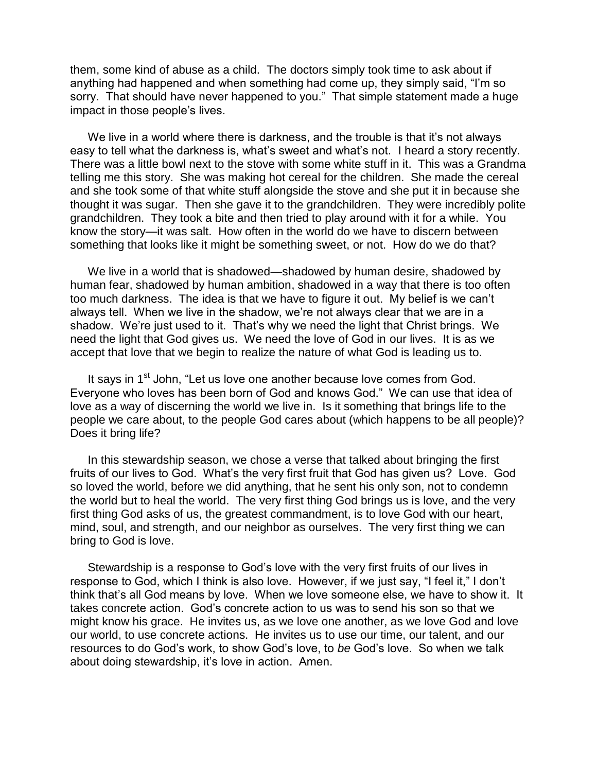them, some kind of abuse as a child. The doctors simply took time to ask about if anything had happened and when something had come up, they simply said, “I’m so sorry. That should have never happened to you.” That simple statement made a huge impact in those people’s lives.

We live in a world where there is darkness, and the trouble is that it’s not always easy to tell what the darkness is, what’s sweet and what’s not. I heard a story recently. There was a little bowl next to the stove with some white stuff in it. This was a Grandma telling me this story. She was making hot cereal for the children. She made the cereal and she took some of that white stuff alongside the stove and she put it in because she thought it was sugar. Then she gave it to the grandchildren. They were incredibly polite grandchildren. They took a bite and then tried to play around with it for a while. You know the story—it was salt. How often in the world do we have to discern between something that looks like it might be something sweet, or not. How do we do that?

We live in a world that is shadowed—shadowed by human desire, shadowed by human fear, shadowed by human ambition, shadowed in a way that there is too often too much darkness. The idea is that we have to figure it out. My belief is we can’t always tell. When we live in the shadow, we’re not always clear that we are in a shadow. We’re just used to it. That’s why we need the light that Christ brings. We need the light that God gives us. We need the love of God in our lives. It is as we accept that love that we begin to realize the nature of what God is leading us to.

It says in 1st John, “Let us love one another because love comes from God. Everyone who loves has been born of God and knows God.” We can use that idea of love as a way of discerning the world we live in. Is it something that brings life to the people we care about, to the people God cares about (which happens to be all people)? Does it bring life?

In this stewardship season, we chose a verse that talked about bringing the first fruits of our lives to God. What’s the very first fruit that God has given us? Love. God so loved the world, before we did anything, that he sent his only son, not to condemn the world but to heal the world. The very first thing God brings us is love, and the very first thing God asks of us, the greatest commandment, is to love God with our heart, mind, soul, and strength, and our neighbor as ourselves. The very first thing we can bring to God is love.

Stewardship is a response to God’s love with the very first fruits of our lives in response to God, which I think is also love. However, if we just say, “I feel it,” I don’t think that’s all God means by love. When we love someone else, we have to show it. It takes concrete action. God’s concrete action to us was to send his son so that we might know his grace. He invites us, as we love one another, as we love God and love our world, to use concrete actions. He invites us to use our time, our talent, and our resources to do God’s work, to show God’s love, to *be* God’s love. So when we talk about doing stewardship, it’s love in action. Amen.